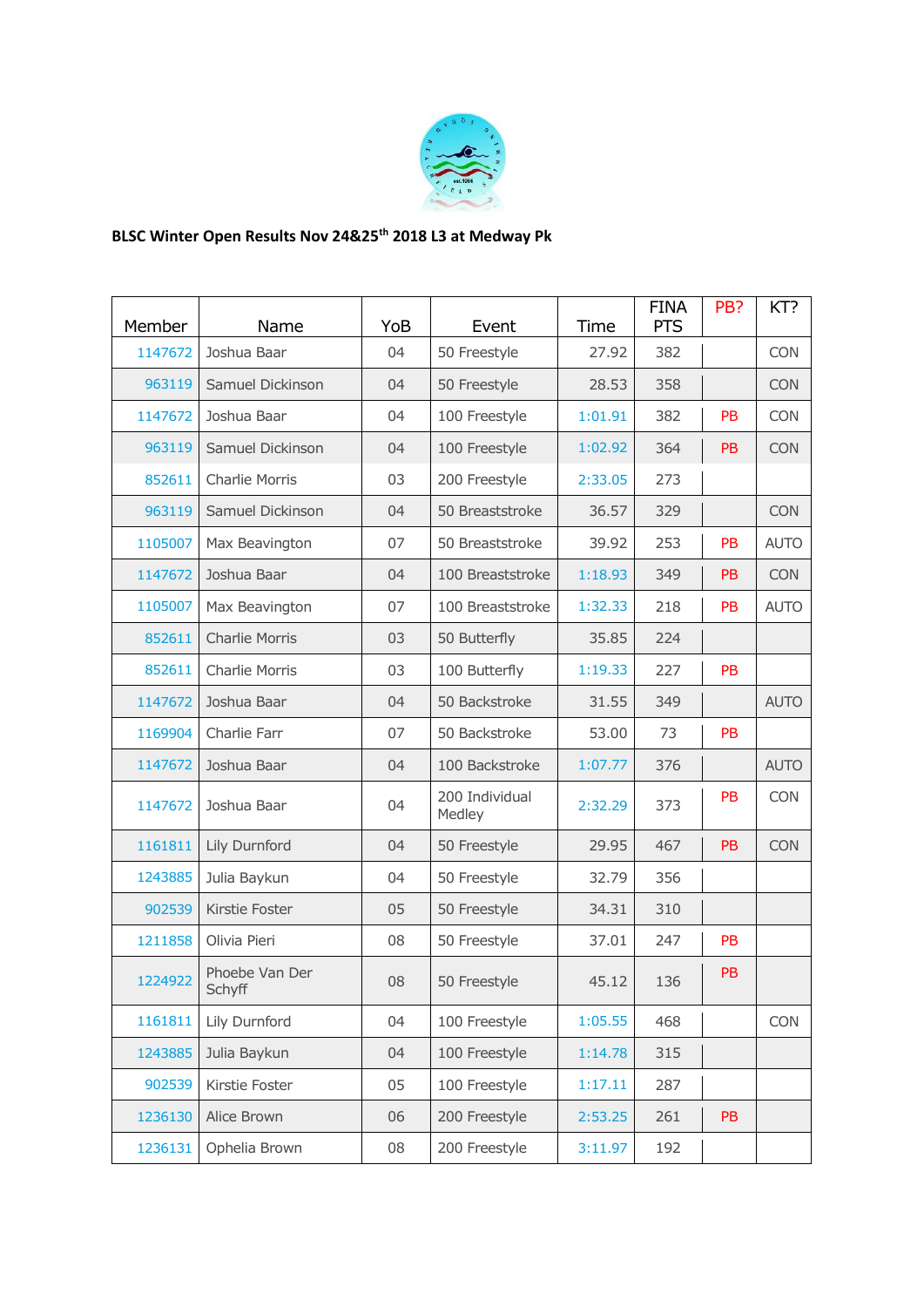**BLSC Winter Open Results Nov 24&25th 2018 L3 at Medway Pk**

| Member | Name | YoB | Event | Time | FINA PTS | PB? | KT? |
|---|---|---|---|---|---|---|---|
| 1147672 | Joshua Baar | 04 | 50 Freestyle | 27.92 | 382 | | CON |
| 963119 | Samuel Dickinson | 04 | 50 Freestyle | 28.53 | 358 | | CON |
| 1147672 | Joshua Baar | 04 | 100 Freestyle | 1:01.91 | 382 | PB | CON |
| 963119 | Samuel Dickinson | 04 | 100 Freestyle | 1:02.92 | 364 | PB | CON |
| 852611 | Charlie Morris | 03 | 200 Freestyle | 2:33.05 | 273 | | |
| 963119 | Samuel Dickinson | 04 | 50 Breaststroke | 36.57 | 329 | | CON |
| 1105007 | Max Beavington | 07 | 50 Breaststroke | 39.92 | 253 | PB | AUTO |
| 1147672 | Joshua Baar | 04 | 100 Breaststroke | 1:18.93 | 349 | PB | CON |
| 1105007 | Max Beavington | 07 | 100 Breaststroke | 1:32.33 | 218 | PB | AUTO |
| 852611 | Charlie Morris | 03 | 50 Butterfly | 35.85 | 224 | | |
| 852611 | Charlie Morris | 03 | 100 Butterfly | 1:19.33 | 227 | PB | |
| 1147672 | Joshua Baar | 04 | 50 Backstroke | 31.55 | 349 | | AUTO |
| 1169904 | Charlie Farr | 07 | 50 Backstroke | 53.00 | 73 | PB | |
| 1147672 | Joshua Baar | 04 | 100 Backstroke | 1:07.77 | 376 | | AUTO |
| 1147672 | Joshua Baar | 04 | 200 Individual Medley | 2:32.29 | 373 | PB | CON |
| 1161811 | Lily Durnford | 04 | 50 Freestyle | 29.95 | 467 | PB | CON |
| 1243885 | Julia Baykun | 04 | 50 Freestyle | 32.79 | 356 | | |
| 902539 | Kirstie Foster | 05 | 50 Freestyle | 34.31 | 310 | | |
| 1211858 | Olivia Pieri | 08 | 50 Freestyle | 37.01 | 247 | PB | |
| 1224922 | Phoebe Van Der Schyff | 08 | 50 Freestyle | 45.12 | 136 | PB | |
| 1161811 | Lily Durnford | 04 | 100 Freestyle | 1:05.55 | 468 | | CON |
| 1243885 | Julia Baykun | 04 | 100 Freestyle | 1:14.78 | 315 | | |
| 902539 | Kirstie Foster | 05 | 100 Freestyle | 1:17.11 | 287 | | |
| 1236130 | Alice Brown | 06 | 200 Freestyle | 2:53.25 | 261 | PB | |
| 1236131 | Ophelia Brown | 08 | 200 Freestyle | 3:11.97 | 192 | | |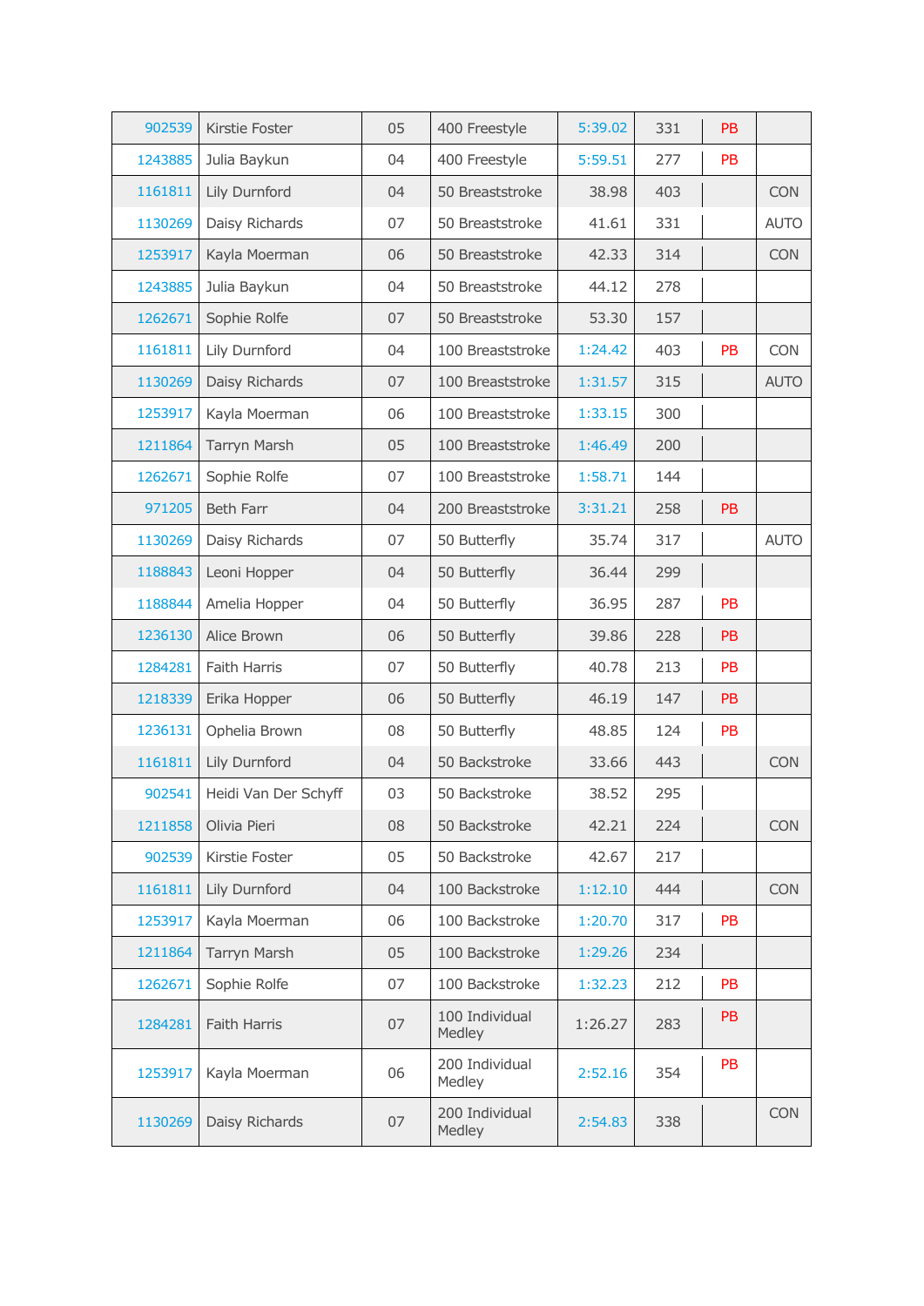| | | | | | | | |
|---|---|---|---|---|---|---|---|
| 902539 | Kirstie Foster | 05 | 400 Freestyle | 5:39.02 | 331 | PB | |
| 1243885 | Julia Baykun | 04 | 400 Freestyle | 5:59.51 | 277 | PB | |
| 1161811 | Lily Durnford | 04 | 50 Breaststroke | 38.98 | 403 | | CON |
| 1130269 | Daisy Richards | 07 | 50 Breaststroke | 41.61 | 331 | | AUTO |
| 1253917 | Kayla Moerman | 06 | 50 Breaststroke | 42.33 | 314 | | CON |
| 1243885 | Julia Baykun | 04 | 50 Breaststroke | 44.12 | 278 | | |
| 1262671 | Sophie Rolfe | 07 | 50 Breaststroke | 53.30 | 157 | | |
| 1161811 | Lily Durnford | 04 | 100 Breaststroke | 1:24.42 | 403 | PB | CON |
| 1130269 | Daisy Richards | 07 | 100 Breaststroke | 1:31.57 | 315 | | AUTO |
| 1253917 | Kayla Moerman | 06 | 100 Breaststroke | 1:33.15 | 300 | | |
| 1211864 | Tarryn Marsh | 05 | 100 Breaststroke | 1:46.49 | 200 | | |
| 1262671 | Sophie Rolfe | 07 | 100 Breaststroke | 1:58.71 | 144 | | |
| 971205 | Beth Farr | 04 | 200 Breaststroke | 3:31.21 | 258 | PB | |
| 1130269 | Daisy Richards | 07 | 50 Butterfly | 35.74 | 317 | | AUTO |
| 1188843 | Leoni Hopper | 04 | 50 Butterfly | 36.44 | 299 | | |
| 1188844 | Amelia Hopper | 04 | 50 Butterfly | 36.95 | 287 | PB | |
| 1236130 | Alice Brown | 06 | 50 Butterfly | 39.86 | 228 | PB | |
| 1284281 | Faith Harris | 07 | 50 Butterfly | 40.78 | 213 | PB | |
| 1218339 | Erika Hopper | 06 | 50 Butterfly | 46.19 | 147 | PB | |
| 1236131 | Ophelia Brown | 08 | 50 Butterfly | 48.85 | 124 | PB | |
| 1161811 | Lily Durnford | 04 | 50 Backstroke | 33.66 | 443 | | CON |
| 902541 | Heidi Van Der Schyff | 03 | 50 Backstroke | 38.52 | 295 | | |
| 1211858 | Olivia Pieri | 08 | 50 Backstroke | 42.21 | 224 | | CON |
| 902539 | Kirstie Foster | 05 | 50 Backstroke | 42.67 | 217 | | |
| 1161811 | Lily Durnford | 04 | 100 Backstroke | 1:12.10 | 444 | | CON |
| 1253917 | Kayla Moerman | 06 | 100 Backstroke | 1:20.70 | 317 | PB | |
| 1211864 | Tarryn Marsh | 05 | 100 Backstroke | 1:29.26 | 234 | | |
| 1262671 | Sophie Rolfe | 07 | 100 Backstroke | 1:32.23 | 212 | PB | |
| 1284281 | Faith Harris | 07 | 100 Individual Medley | 1:26.27 | 283 | PB | |
| 1253917 | Kayla Moerman | 06 | 200 Individual Medley | 2:52.16 | 354 | PB | |
| 1130269 | Daisy Richards | 07 | 200 Individual Medley | 2:54.83 | 338 | | CON |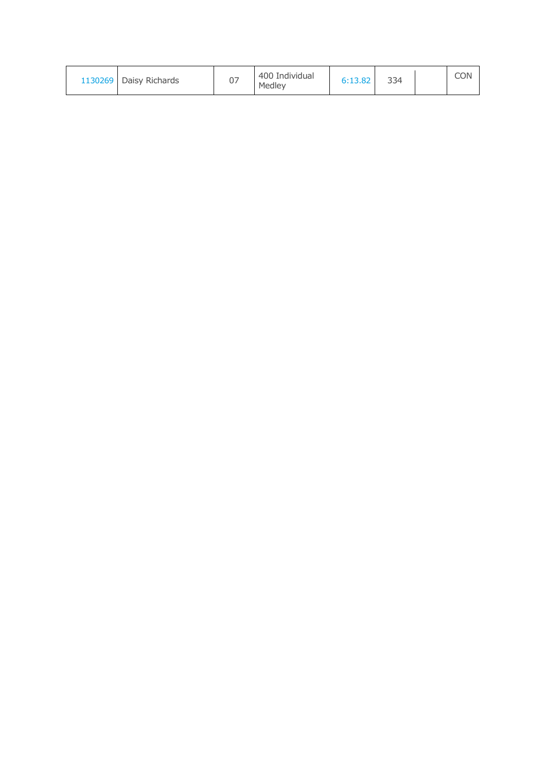| | | | | | | | |
|---|---|---|---|---|---|---|---|
| 1130269 | Daisy Richards | 07 | 400 Individual Medley | 6:13.82 | 334 | | CON |